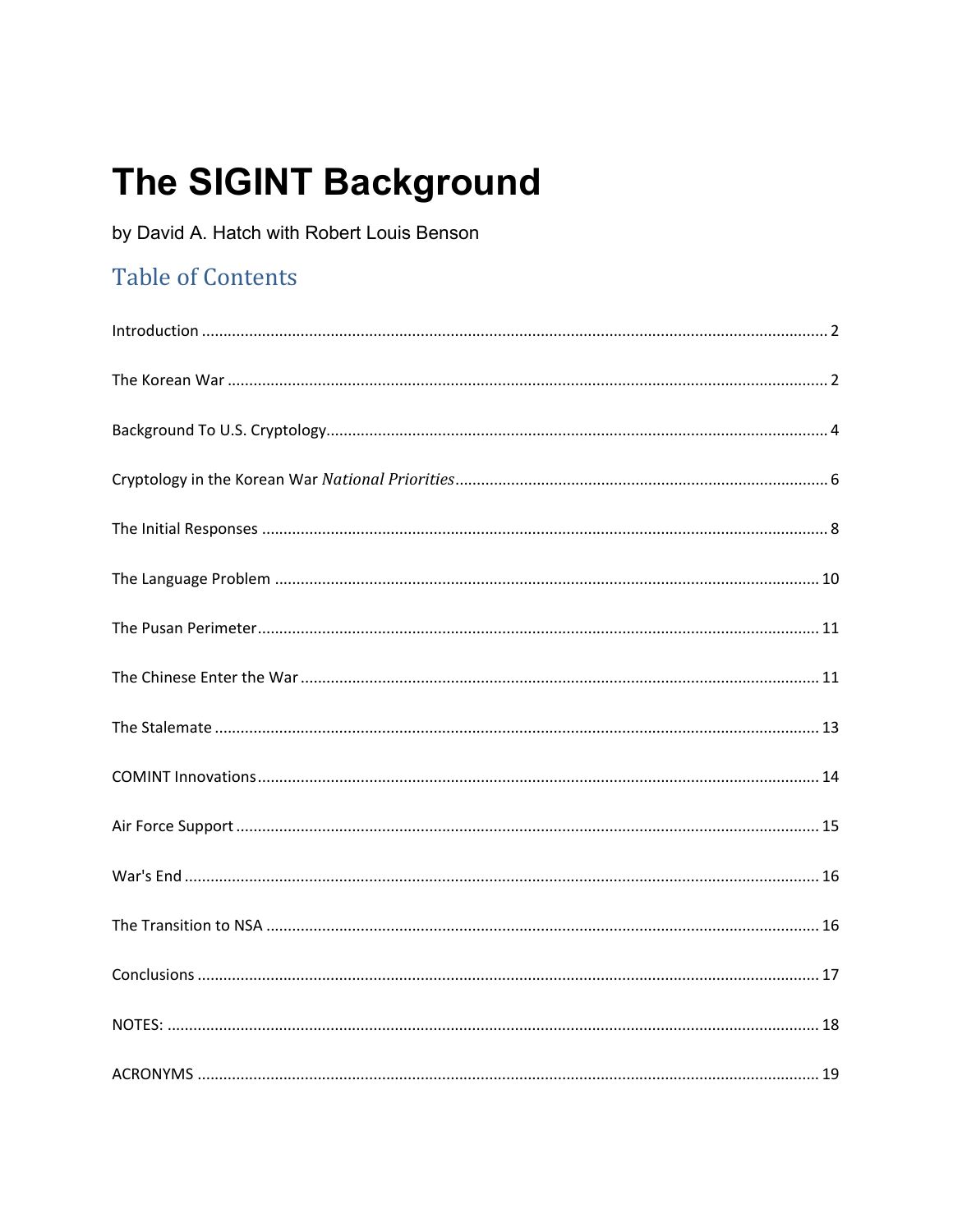# The SIGINT Background

by David A. Hatch with Robert Louis Benson

## Table of Contents

Introduction ............................................................ 2

The Korean War ............................................................ 2

Background To U.S. Cryptology............................................................ 4

Cryptology in the Korean War *National Priorities*............................................................ 6

The Initial Responses ............................................................ 8

The Language Problem ............................................................ 10

The Pusan Perimeter............................................................ 11

The Chinese Enter the War ............................................................ 11

The Stalemate ............................................................ 13

COMINT Innovations............................................................ 14

Air Force Support ............................................................ 15

War's End ............................................................ 16

The Transition to NSA ............................................................ 16

Conclusions ............................................................ 17

NOTES: ............................................................ 18

ACRONYMS ............................................................ 19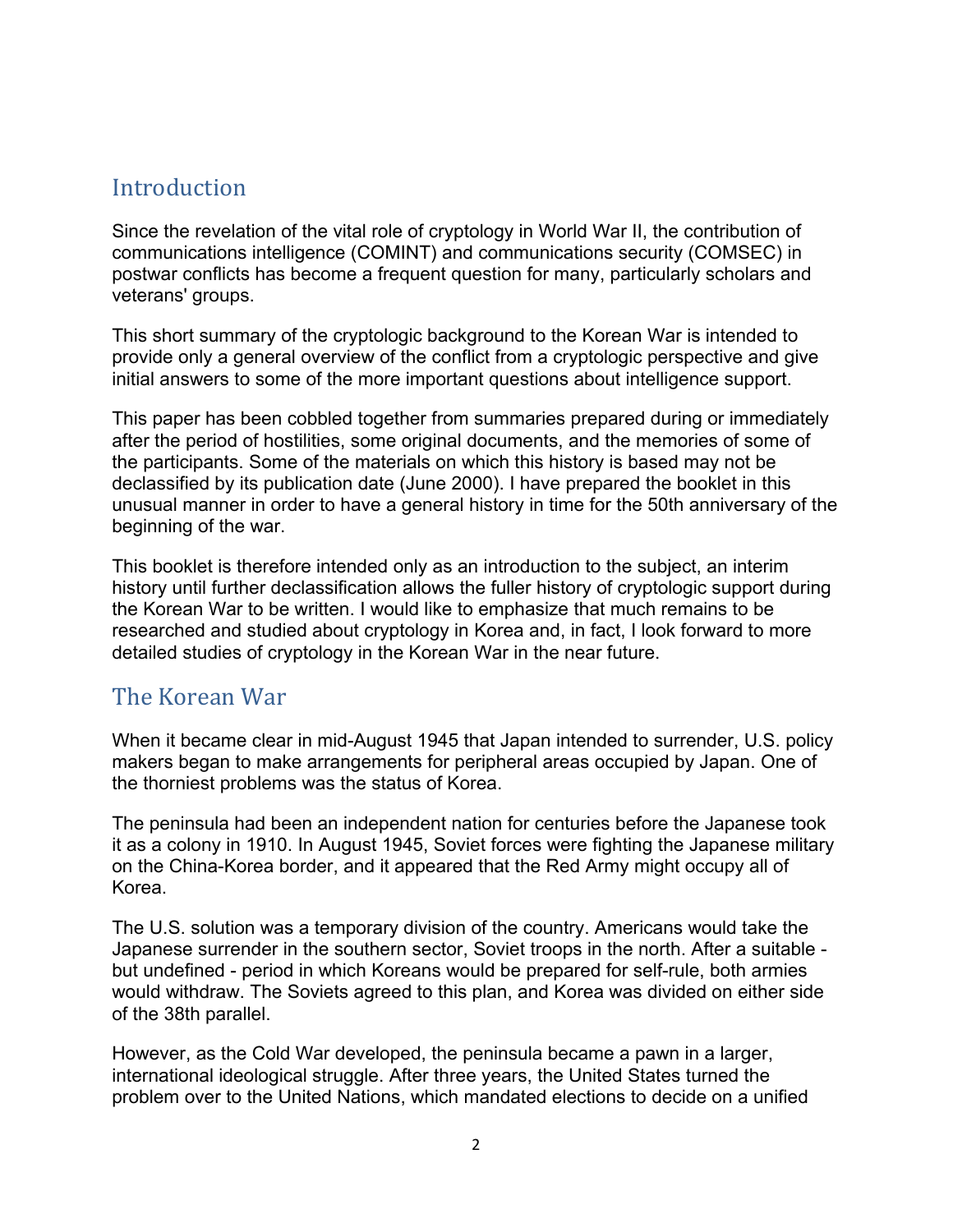## Introduction

Since the revelation of the vital role of cryptology in World War II, the contribution of communications intelligence (COMINT) and communications security (COMSEC) in postwar conflicts has become a frequent question for many, particularly scholars and veterans' groups.

This short summary of the cryptologic background to the Korean War is intended to provide only a general overview of the conflict from a cryptologic perspective and give initial answers to some of the more important questions about intelligence support.

This paper has been cobbled together from summaries prepared during or immediately after the period of hostilities, some original documents, and the memories of some of the participants. Some of the materials on which this history is based may not be declassified by its publication date (June 2000). I have prepared the booklet in this unusual manner in order to have a general history in time for the 50th anniversary of the beginning of the war.

This booklet is therefore intended only as an introduction to the subject, an interim history until further declassification allows the fuller history of cryptologic support during the Korean War to be written. I would like to emphasize that much remains to be researched and studied about cryptology in Korea and, in fact, I look forward to more detailed studies of cryptology in the Korean War in the near future.

## The Korean War

When it became clear in mid-August 1945 that Japan intended to surrender, U.S. policy makers began to make arrangements for peripheral areas occupied by Japan. One of the thorniest problems was the status of Korea.

The peninsula had been an independent nation for centuries before the Japanese took it as a colony in 1910. In August 1945, Soviet forces were fighting the Japanese military on the China-Korea border, and it appeared that the Red Army might occupy all of Korea.

The U.S. solution was a temporary division of the country. Americans would take the Japanese surrender in the southern sector, Soviet troops in the north. After a suitable - but undefined - period in which Koreans would be prepared for self-rule, both armies would withdraw. The Soviets agreed to this plan, and Korea was divided on either side of the 38th parallel.

However, as the Cold War developed, the peninsula became a pawn in a larger, international ideological struggle. After three years, the United States turned the problem over to the United Nations, which mandated elections to decide on a unified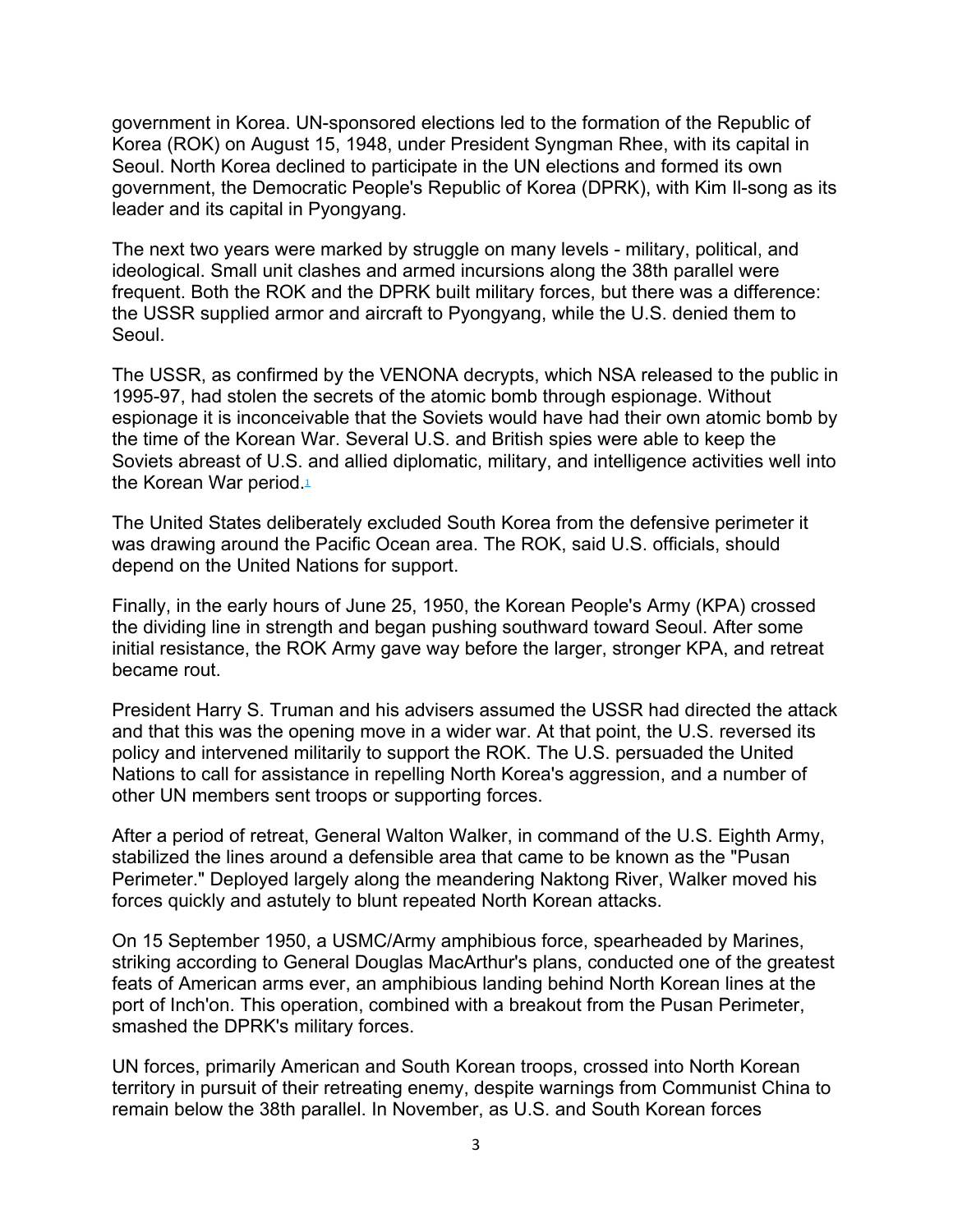government in Korea. UN-sponsored elections led to the formation of the Republic of Korea (ROK) on August 15, 1948, under President Syngman Rhee, with its capital in Seoul. North Korea declined to participate in the UN elections and formed its own government, the Democratic People's Republic of Korea (DPRK), with Kim Il-song as its leader and its capital in Pyongyang.

The next two years were marked by struggle on many levels - military, political, and ideological. Small unit clashes and armed incursions along the 38th parallel were frequent. Both the ROK and the DPRK built military forces, but there was a difference: the USSR supplied armor and aircraft to Pyongyang, while the U.S. denied them to Seoul.

The USSR, as confirmed by the VENONA decrypts, which NSA released to the public in 1995-97, had stolen the secrets of the atomic bomb through espionage. Without espionage it is inconceivable that the Soviets would have had their own atomic bomb by the time of the Korean War. Several U.S. and British spies were able to keep the Soviets abreast of U.S. and allied diplomatic, military, and intelligence activities well into the Korean War period.[1]

The United States deliberately excluded South Korea from the defensive perimeter it was drawing around the Pacific Ocean area. The ROK, said U.S. officials, should depend on the United Nations for support.

Finally, in the early hours of June 25, 1950, the Korean People's Army (KPA) crossed the dividing line in strength and began pushing southward toward Seoul. After some initial resistance, the ROK Army gave way before the larger, stronger KPA, and retreat became rout.

President Harry S. Truman and his advisers assumed the USSR had directed the attack and that this was the opening move in a wider war. At that point, the U.S. reversed its policy and intervened militarily to support the ROK. The U.S. persuaded the United Nations to call for assistance in repelling North Korea's aggression, and a number of other UN members sent troops or supporting forces.

After a period of retreat, General Walton Walker, in command of the U.S. Eighth Army, stabilized the lines around a defensible area that came to be known as the "Pusan Perimeter." Deployed largely along the meandering Naktong River, Walker moved his forces quickly and astutely to blunt repeated North Korean attacks.

On 15 September 1950, a USMC/Army amphibious force, spearheaded by Marines, striking according to General Douglas MacArthur's plans, conducted one of the greatest feats of American arms ever, an amphibious landing behind North Korean lines at the port of Inch'on. This operation, combined with a breakout from the Pusan Perimeter, smashed the DPRK's military forces.

UN forces, primarily American and South Korean troops, crossed into North Korean territory in pursuit of their retreating enemy, despite warnings from Communist China to remain below the 38th parallel. In November, as U.S. and South Korean forces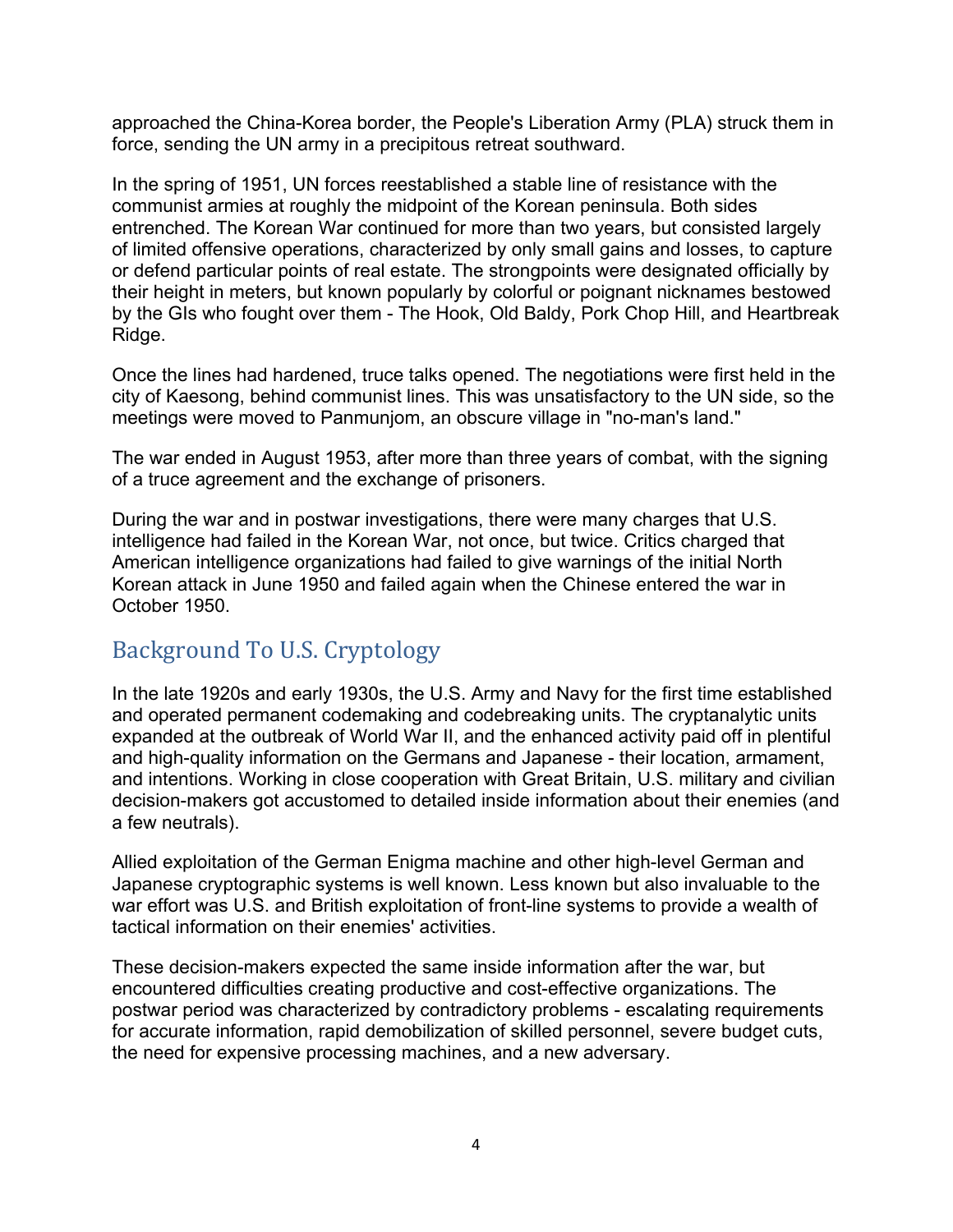approached the China-Korea border, the People's Liberation Army (PLA) struck them in force, sending the UN army in a precipitous retreat southward.

In the spring of 1951, UN forces reestablished a stable line of resistance with the communist armies at roughly the midpoint of the Korean peninsula. Both sides entrenched. The Korean War continued for more than two years, but consisted largely of limited offensive operations, characterized by only small gains and losses, to capture or defend particular points of real estate. The strongpoints were designated officially by their height in meters, but known popularly by colorful or poignant nicknames bestowed by the GIs who fought over them - The Hook, Old Baldy, Pork Chop Hill, and Heartbreak Ridge.

Once the lines had hardened, truce talks opened. The negotiations were first held in the city of Kaesong, behind communist lines. This was unsatisfactory to the UN side, so the meetings were moved to Panmunjom, an obscure village in "no-man's land."

The war ended in August 1953, after more than three years of combat, with the signing of a truce agreement and the exchange of prisoners.

During the war and in postwar investigations, there were many charges that U.S. intelligence had failed in the Korean War, not once, but twice. Critics charged that American intelligence organizations had failed to give warnings of the initial North Korean attack in June 1950 and failed again when the Chinese entered the war in October 1950.

## Background To U.S. Cryptology

In the late 1920s and early 1930s, the U.S. Army and Navy for the first time established and operated permanent codemaking and codebreaking units. The cryptanalytic units expanded at the outbreak of World War II, and the enhanced activity paid off in plentiful and high-quality information on the Germans and Japanese - their location, armament, and intentions. Working in close cooperation with Great Britain, U.S. military and civilian decision-makers got accustomed to detailed inside information about their enemies (and a few neutrals).

Allied exploitation of the German Enigma machine and other high-level German and Japanese cryptographic systems is well known. Less known but also invaluable to the war effort was U.S. and British exploitation of front-line systems to provide a wealth of tactical information on their enemies' activities.

These decision-makers expected the same inside information after the war, but encountered difficulties creating productive and cost-effective organizations. The postwar period was characterized by contradictory problems - escalating requirements for accurate information, rapid demobilization of skilled personnel, severe budget cuts, the need for expensive processing machines, and a new adversary.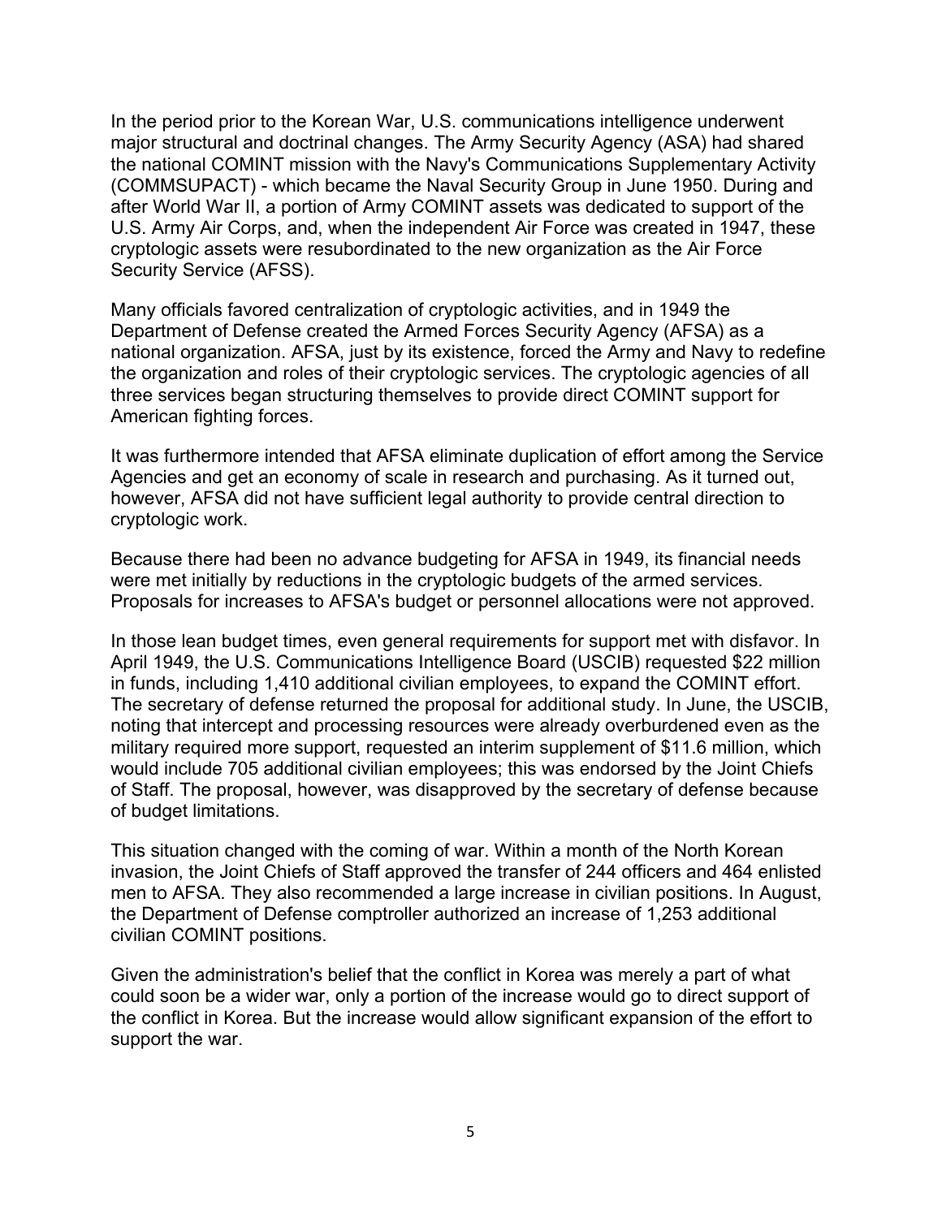In the period prior to the Korean War, U.S. communications intelligence underwent major structural and doctrinal changes. The Army Security Agency (ASA) had shared the national COMINT mission with the Navy's Communications Supplementary Activity (COMMSUPACT) - which became the Naval Security Group in June 1950. During and after World War II, a portion of Army COMINT assets was dedicated to support of the U.S. Army Air Corps, and, when the independent Air Force was created in 1947, these cryptologic assets were resubordinated to the new organization as the Air Force Security Service (AFSS).

Many officials favored centralization of cryptologic activities, and in 1949 the Department of Defense created the Armed Forces Security Agency (AFSA) as a national organization. AFSA, just by its existence, forced the Army and Navy to redefine the organization and roles of their cryptologic services. The cryptologic agencies of all three services began structuring themselves to provide direct COMINT support for American fighting forces.

It was furthermore intended that AFSA eliminate duplication of effort among the Service Agencies and get an economy of scale in research and purchasing. As it turned out, however, AFSA did not have sufficient legal authority to provide central direction to cryptologic work.

Because there had been no advance budgeting for AFSA in 1949, its financial needs were met initially by reductions in the cryptologic budgets of the armed services. Proposals for increases to AFSA's budget or personnel allocations were not approved.

In those lean budget times, even general requirements for support met with disfavor. In April 1949, the U.S. Communications Intelligence Board (USCIB) requested $22 million in funds, including 1,410 additional civilian employees, to expand the COMINT effort. The secretary of defense returned the proposal for additional study. In June, the USCIB, noting that intercept and processing resources were already overburdened even as the military required more support, requested an interim supplement of $11.6 million, which would include 705 additional civilian employees; this was endorsed by the Joint Chiefs of Staff. The proposal, however, was disapproved by the secretary of defense because of budget limitations.

This situation changed with the coming of war. Within a month of the North Korean invasion, the Joint Chiefs of Staff approved the transfer of 244 officers and 464 enlisted men to AFSA. They also recommended a large increase in civilian positions. In August, the Department of Defense comptroller authorized an increase of 1,253 additional civilian COMINT positions.

Given the administration's belief that the conflict in Korea was merely a part of what could soon be a wider war, only a portion of the increase would go to direct support of the conflict in Korea. But the increase would allow significant expansion of the effort to support the war.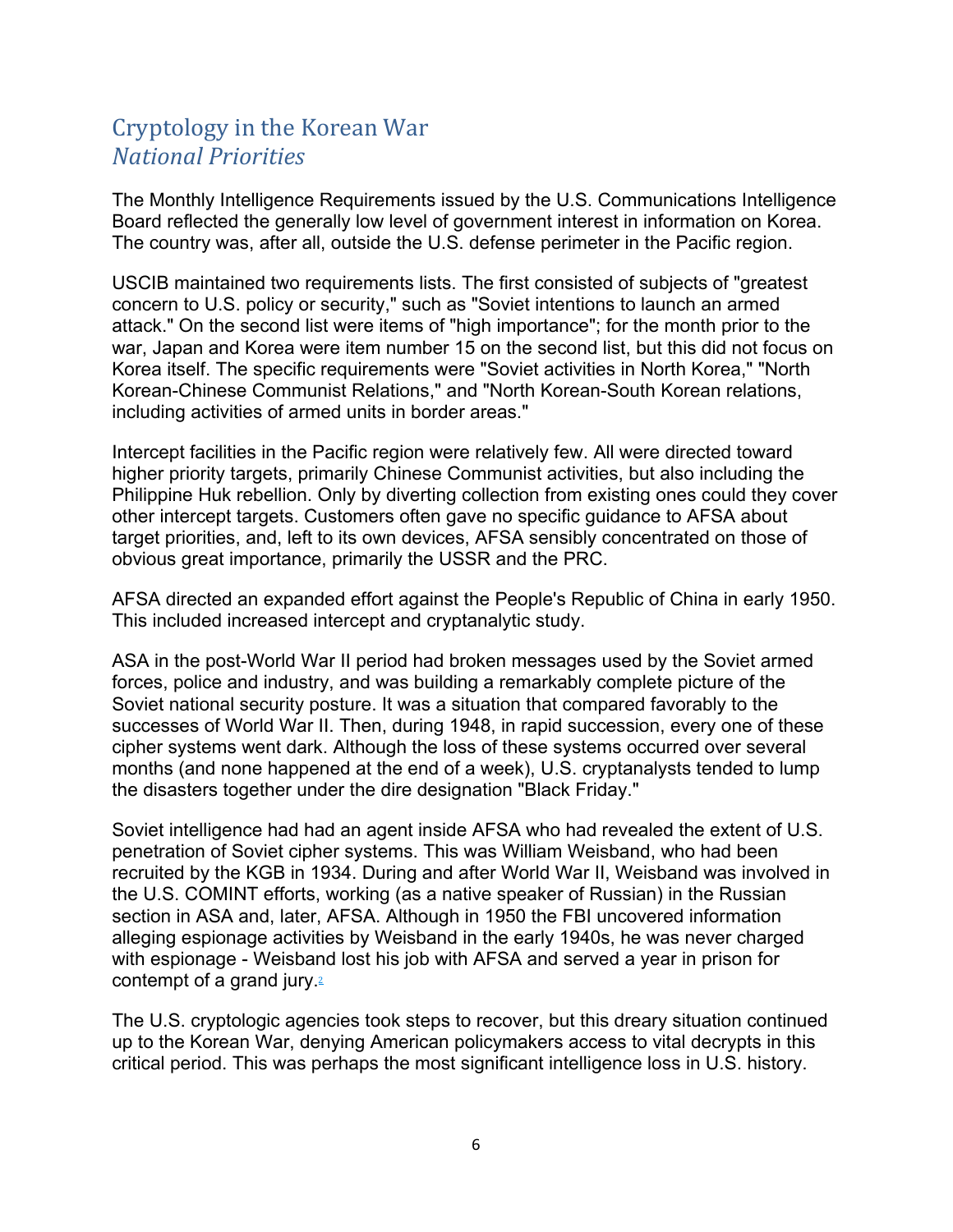## Cryptology in the Korean War

### *National Priorities*

The Monthly Intelligence Requirements issued by the U.S. Communications Intelligence Board reflected the generally low level of government interest in information on Korea. The country was, after all, outside the U.S. defense perimeter in the Pacific region.

USCIB maintained two requirements lists. The first consisted of subjects of "greatest concern to U.S. policy or security," such as "Soviet intentions to launch an armed attack." On the second list were items of "high importance"; for the month prior to the war, Japan and Korea were item number 15 on the second list, but this did not focus on Korea itself. The specific requirements were "Soviet activities in North Korea," "North Korean-Chinese Communist Relations," and "North Korean-South Korean relations, including activities of armed units in border areas."

Intercept facilities in the Pacific region were relatively few. All were directed toward higher priority targets, primarily Chinese Communist activities, but also including the Philippine Huk rebellion. Only by diverting collection from existing ones could they cover other intercept targets. Customers often gave no specific guidance to AFSA about target priorities, and, left to its own devices, AFSA sensibly concentrated on those of obvious great importance, primarily the USSR and the PRC.

AFSA directed an expanded effort against the People's Republic of China in early 1950. This included increased intercept and cryptanalytic study.

ASA in the post-World War II period had broken messages used by the Soviet armed forces, police and industry, and was building a remarkably complete picture of the Soviet national security posture. It was a situation that compared favorably to the successes of World War II. Then, during 1948, in rapid succession, every one of these cipher systems went dark. Although the loss of these systems occurred over several months (and none happened at the end of a week), U.S. cryptanalysts tended to lump the disasters together under the dire designation "Black Friday."

Soviet intelligence had had an agent inside AFSA who had revealed the extent of U.S. penetration of Soviet cipher systems. This was William Weisband, who had been recruited by the KGB in 1934. During and after World War II, Weisband was involved in the U.S. COMINT efforts, working (as a native speaker of Russian) in the Russian section in ASA and, later, AFSA. Although in 1950 the FBI uncovered information alleging espionage activities by Weisband in the early 1940s, he was never charged with espionage - Weisband lost his job with AFSA and served a year in prison for contempt of a grand jury.[2]

The U.S. cryptologic agencies took steps to recover, but this dreary situation continued up to the Korean War, denying American policymakers access to vital decrypts in this critical period. This was perhaps the most significant intelligence loss in U.S. history.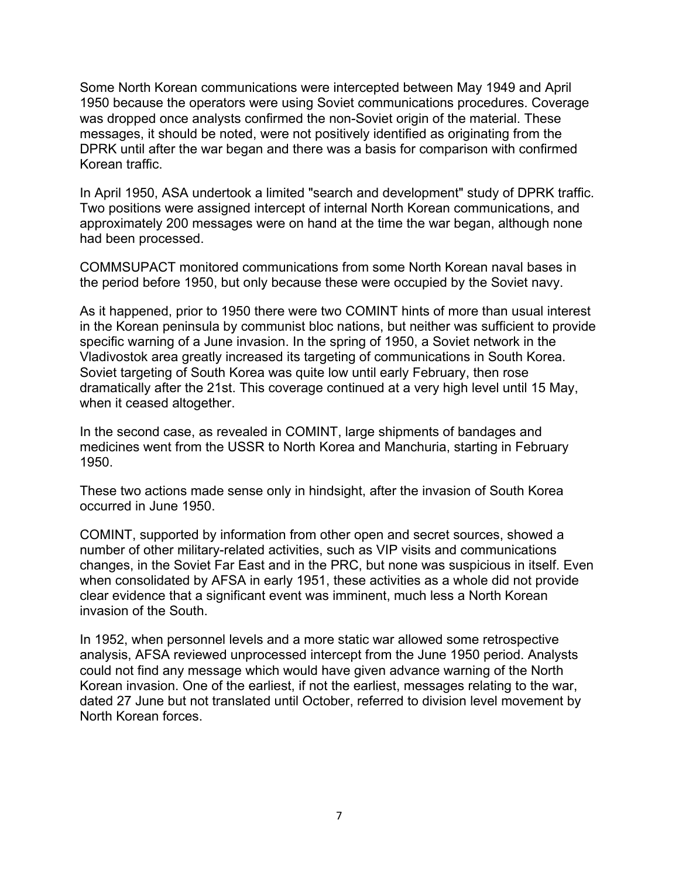Some North Korean communications were intercepted between May 1949 and April 1950 because the operators were using Soviet communications procedures. Coverage was dropped once analysts confirmed the non-Soviet origin of the material. These messages, it should be noted, were not positively identified as originating from the DPRK until after the war began and there was a basis for comparison with confirmed Korean traffic.

In April 1950, ASA undertook a limited "search and development" study of DPRK traffic. Two positions were assigned intercept of internal North Korean communications, and approximately 200 messages were on hand at the time the war began, although none had been processed.

COMMSUPACT monitored communications from some North Korean naval bases in the period before 1950, but only because these were occupied by the Soviet navy.

As it happened, prior to 1950 there were two COMINT hints of more than usual interest in the Korean peninsula by communist bloc nations, but neither was sufficient to provide specific warning of a June invasion. In the spring of 1950, a Soviet network in the Vladivostok area greatly increased its targeting of communications in South Korea. Soviet targeting of South Korea was quite low until early February, then rose dramatically after the 21st. This coverage continued at a very high level until 15 May, when it ceased altogether.

In the second case, as revealed in COMINT, large shipments of bandages and medicines went from the USSR to North Korea and Manchuria, starting in February 1950.

These two actions made sense only in hindsight, after the invasion of South Korea occurred in June 1950.

COMINT, supported by information from other open and secret sources, showed a number of other military-related activities, such as VIP visits and communications changes, in the Soviet Far East and in the PRC, but none was suspicious in itself. Even when consolidated by AFSA in early 1951, these activities as a whole did not provide clear evidence that a significant event was imminent, much less a North Korean invasion of the South.

In 1952, when personnel levels and a more static war allowed some retrospective analysis, AFSA reviewed unprocessed intercept from the June 1950 period. Analysts could not find any message which would have given advance warning of the North Korean invasion. One of the earliest, if not the earliest, messages relating to the war, dated 27 June but not translated until October, referred to division level movement by North Korean forces.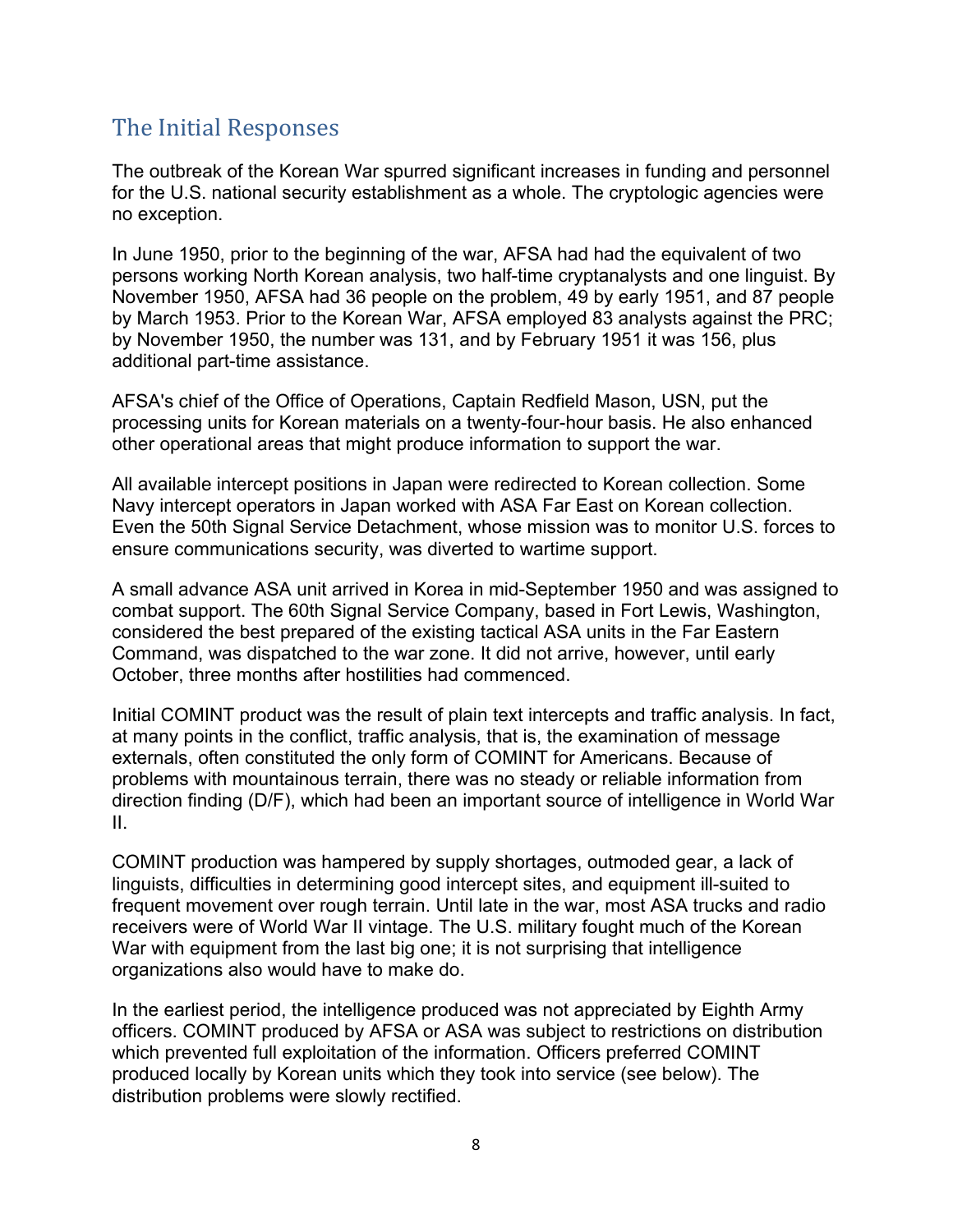## The Initial Responses

The outbreak of the Korean War spurred significant increases in funding and personnel for the U.S. national security establishment as a whole. The cryptologic agencies were no exception.

In June 1950, prior to the beginning of the war, AFSA had had the equivalent of two persons working North Korean analysis, two half-time cryptanalysts and one linguist. By November 1950, AFSA had 36 people on the problem, 49 by early 1951, and 87 people by March 1953. Prior to the Korean War, AFSA employed 83 analysts against the PRC; by November 1950, the number was 131, and by February 1951 it was 156, plus additional part-time assistance.

AFSA's chief of the Office of Operations, Captain Redfield Mason, USN, put the processing units for Korean materials on a twenty-four-hour basis. He also enhanced other operational areas that might produce information to support the war.

All available intercept positions in Japan were redirected to Korean collection. Some Navy intercept operators in Japan worked with ASA Far East on Korean collection. Even the 50th Signal Service Detachment, whose mission was to monitor U.S. forces to ensure communications security, was diverted to wartime support.

A small advance ASA unit arrived in Korea in mid-September 1950 and was assigned to combat support. The 60th Signal Service Company, based in Fort Lewis, Washington, considered the best prepared of the existing tactical ASA units in the Far Eastern Command, was dispatched to the war zone. It did not arrive, however, until early October, three months after hostilities had commenced.

Initial COMINT product was the result of plain text intercepts and traffic analysis. In fact, at many points in the conflict, traffic analysis, that is, the examination of message externals, often constituted the only form of COMINT for Americans. Because of problems with mountainous terrain, there was no steady or reliable information from direction finding (D/F), which had been an important source of intelligence in World War II.

COMINT production was hampered by supply shortages, outmoded gear, a lack of linguists, difficulties in determining good intercept sites, and equipment ill-suited to frequent movement over rough terrain. Until late in the war, most ASA trucks and radio receivers were of World War II vintage. The U.S. military fought much of the Korean War with equipment from the last big one; it is not surprising that intelligence organizations also would have to make do.

In the earliest period, the intelligence produced was not appreciated by Eighth Army officers. COMINT produced by AFSA or ASA was subject to restrictions on distribution which prevented full exploitation of the information. Officers preferred COMINT produced locally by Korean units which they took into service (see below). The distribution problems were slowly rectified.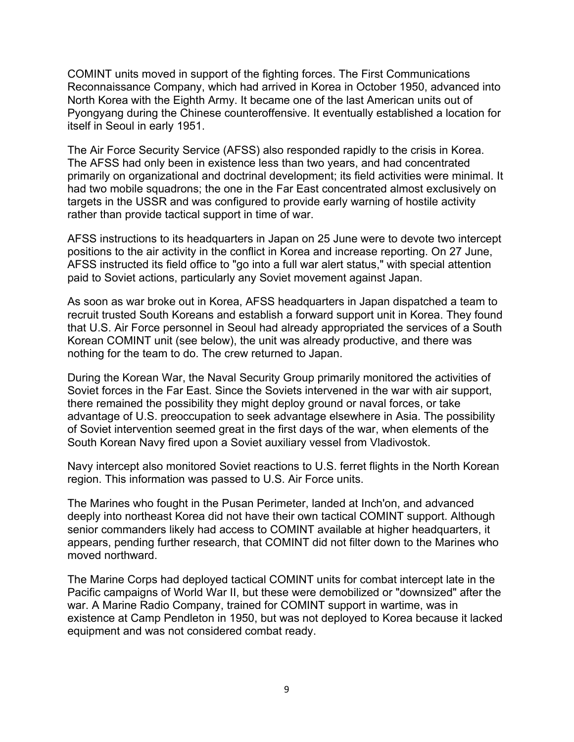COMINT units moved in support of the fighting forces. The First Communications Reconnaissance Company, which had arrived in Korea in October 1950, advanced into North Korea with the Eighth Army. It became one of the last American units out of Pyongyang during the Chinese counteroffensive. It eventually established a location for itself in Seoul in early 1951.

The Air Force Security Service (AFSS) also responded rapidly to the crisis in Korea. The AFSS had only been in existence less than two years, and had concentrated primarily on organizational and doctrinal development; its field activities were minimal. It had two mobile squadrons; the one in the Far East concentrated almost exclusively on targets in the USSR and was configured to provide early warning of hostile activity rather than provide tactical support in time of war.

AFSS instructions to its headquarters in Japan on 25 June were to devote two intercept positions to the air activity in the conflict in Korea and increase reporting. On 27 June, AFSS instructed its field office to "go into a full war alert status," with special attention paid to Soviet actions, particularly any Soviet movement against Japan.

As soon as war broke out in Korea, AFSS headquarters in Japan dispatched a team to recruit trusted South Koreans and establish a forward support unit in Korea. They found that U.S. Air Force personnel in Seoul had already appropriated the services of a South Korean COMINT unit (see below), the unit was already productive, and there was nothing for the team to do. The crew returned to Japan.

During the Korean War, the Naval Security Group primarily monitored the activities of Soviet forces in the Far East. Since the Soviets intervened in the war with air support, there remained the possibility they might deploy ground or naval forces, or take advantage of U.S. preoccupation to seek advantage elsewhere in Asia. The possibility of Soviet intervention seemed great in the first days of the war, when elements of the South Korean Navy fired upon a Soviet auxiliary vessel from Vladivostok.

Navy intercept also monitored Soviet reactions to U.S. ferret flights in the North Korean region. This information was passed to U.S. Air Force units.

The Marines who fought in the Pusan Perimeter, landed at Inch'on, and advanced deeply into northeast Korea did not have their own tactical COMINT support. Although senior commanders likely had access to COMINT available at higher headquarters, it appears, pending further research, that COMINT did not filter down to the Marines who moved northward.

The Marine Corps had deployed tactical COMINT units for combat intercept late in the Pacific campaigns of World War II, but these were demobilized or "downsized" after the war. A Marine Radio Company, trained for COMINT support in wartime, was in existence at Camp Pendleton in 1950, but was not deployed to Korea because it lacked equipment and was not considered combat ready.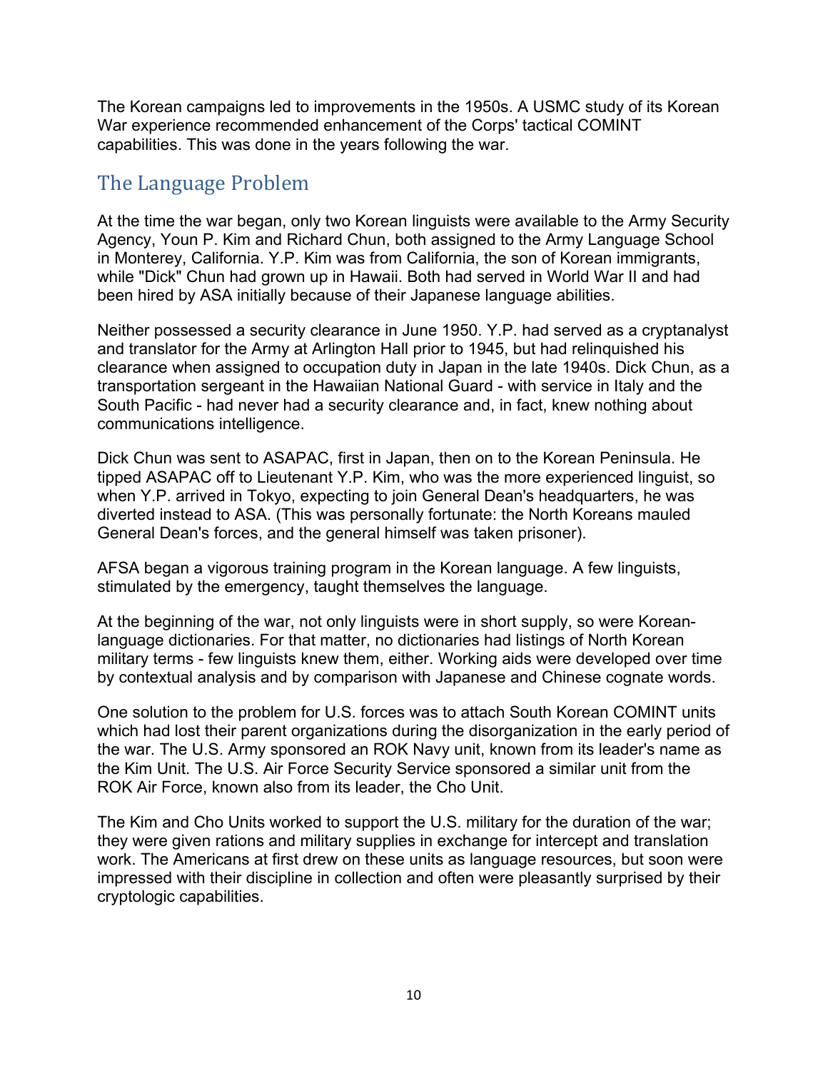The Korean campaigns led to improvements in the 1950s. A USMC study of its Korean War experience recommended enhancement of the Corps' tactical COMINT capabilities. This was done in the years following the war.

## The Language Problem

At the time the war began, only two Korean linguists were available to the Army Security Agency, Youn P. Kim and Richard Chun, both assigned to the Army Language School in Monterey, California. Y.P. Kim was from California, the son of Korean immigrants, while "Dick" Chun had grown up in Hawaii. Both had served in World War II and had been hired by ASA initially because of their Japanese language abilities.

Neither possessed a security clearance in June 1950. Y.P. had served as a cryptanalyst and translator for the Army at Arlington Hall prior to 1945, but had relinquished his clearance when assigned to occupation duty in Japan in the late 1940s. Dick Chun, as a transportation sergeant in the Hawaiian National Guard - with service in Italy and the South Pacific - had never had a security clearance and, in fact, knew nothing about communications intelligence.

Dick Chun was sent to ASAPAC, first in Japan, then on to the Korean Peninsula. He tipped ASAPAC off to Lieutenant Y.P. Kim, who was the more experienced linguist, so when Y.P. arrived in Tokyo, expecting to join General Dean's headquarters, he was diverted instead to ASA. (This was personally fortunate: the North Koreans mauled General Dean's forces, and the general himself was taken prisoner).

AFSA began a vigorous training program in the Korean language. A few linguists, stimulated by the emergency, taught themselves the language.

At the beginning of the war, not only linguists were in short supply, so were Korean-language dictionaries. For that matter, no dictionaries had listings of North Korean military terms - few linguists knew them, either. Working aids were developed over time by contextual analysis and by comparison with Japanese and Chinese cognate words.

One solution to the problem for U.S. forces was to attach South Korean COMINT units which had lost their parent organizations during the disorganization in the early period of the war. The U.S. Army sponsored an ROK Navy unit, known from its leader's name as the Kim Unit. The U.S. Air Force Security Service sponsored a similar unit from the ROK Air Force, known also from its leader, the Cho Unit.

The Kim and Cho Units worked to support the U.S. military for the duration of the war; they were given rations and military supplies in exchange for intercept and translation work. The Americans at first drew on these units as language resources, but soon were impressed with their discipline in collection and often were pleasantly surprised by their cryptologic capabilities.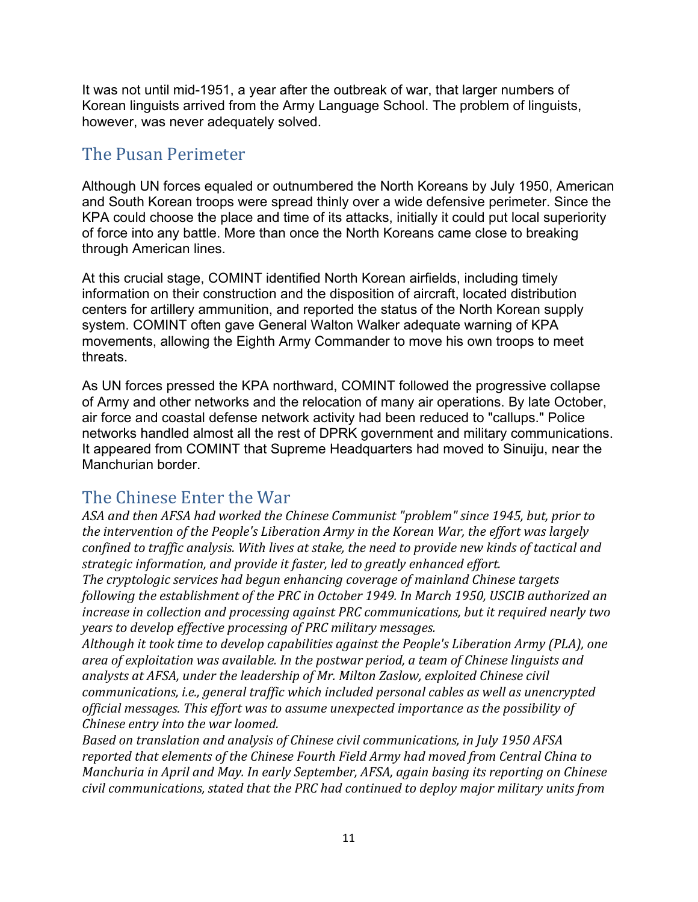It was not until mid-1951, a year after the outbreak of war, that larger numbers of Korean linguists arrived from the Army Language School. The problem of linguists, however, was never adequately solved.

## The Pusan Perimeter

Although UN forces equaled or outnumbered the North Koreans by July 1950, American and South Korean troops were spread thinly over a wide defensive perimeter. Since the KPA could choose the place and time of its attacks, initially it could put local superiority of force into any battle. More than once the North Koreans came close to breaking through American lines.

At this crucial stage, COMINT identified North Korean airfields, including timely information on their construction and the disposition of aircraft, located distribution centers for artillery ammunition, and reported the status of the North Korean supply system. COMINT often gave General Walton Walker adequate warning of KPA movements, allowing the Eighth Army Commander to move his own troops to meet threats.

As UN forces pressed the KPA northward, COMINT followed the progressive collapse of Army and other networks and the relocation of many air operations. By late October, air force and coastal defense network activity had been reduced to "callups." Police networks handled almost all the rest of DPRK government and military communications. It appeared from COMINT that Supreme Headquarters had moved to Sinuiju, near the Manchurian border.

## The Chinese Enter the War

*ASA and then AFSA had worked the Chinese Communist "problem" since 1945, but, prior to the intervention of the People's Liberation Army in the Korean War, the effort was largely confined to traffic analysis. With lives at stake, the need to provide new kinds of tactical and strategic information, and provide it faster, led to greatly enhanced effort.*

*The cryptologic services had begun enhancing coverage of mainland Chinese targets following the establishment of the PRC in October 1949. In March 1950, USCIB authorized an increase in collection and processing against PRC communications, but it required nearly two years to develop effective processing of PRC military messages.*

*Although it took time to develop capabilities against the People's Liberation Army (PLA), one area of exploitation was available. In the postwar period, a team of Chinese linguists and analysts at AFSA, under the leadership of Mr. Milton Zaslow, exploited Chinese civil communications, i.e., general traffic which included personal cables as well as unencrypted official messages. This effort was to assume unexpected importance as the possibility of Chinese entry into the war loomed.*

*Based on translation and analysis of Chinese civil communications, in July 1950 AFSA reported that elements of the Chinese Fourth Field Army had moved from Central China to Manchuria in April and May. In early September, AFSA, again basing its reporting on Chinese civil communications, stated that the PRC had continued to deploy major military units from*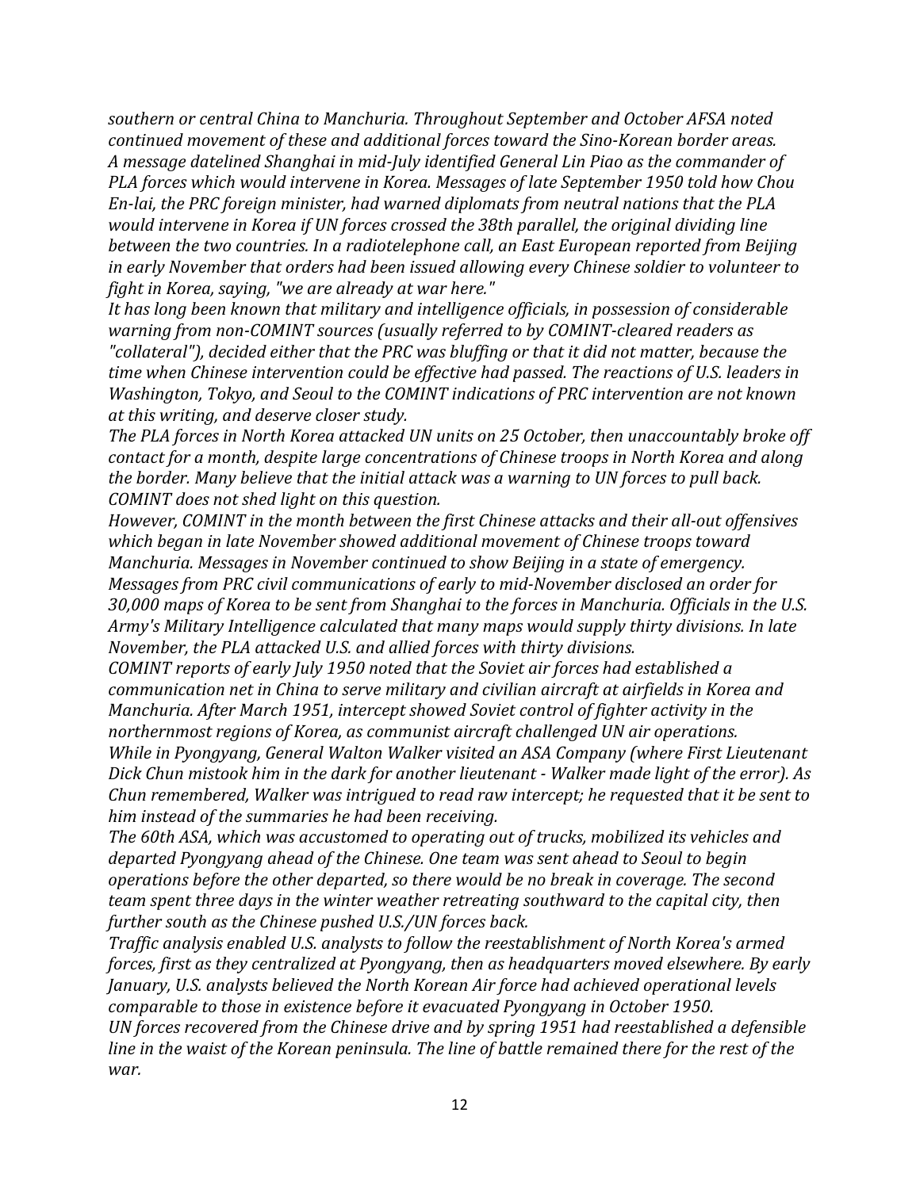*southern or central China to Manchuria. Throughout September and October AFSA noted continued movement of these and additional forces toward the Sino-Korean border areas.*

*A message datelined Shanghai in mid-July identified General Lin Piao as the commander of PLA forces which would intervene in Korea. Messages of late September 1950 told how Chou En-lai, the PRC foreign minister, had warned diplomats from neutral nations that the PLA would intervene in Korea if UN forces crossed the 38th parallel, the original dividing line between the two countries. In a radiotelephone call, an East European reported from Beijing in early November that orders had been issued allowing every Chinese soldier to volunteer to fight in Korea, saying, "we are already at war here."*

*It has long been known that military and intelligence officials, in possession of considerable warning from non-COMINT sources (usually referred to by COMINT-cleared readers as "collateral"), decided either that the PRC was bluffing or that it did not matter, because the time when Chinese intervention could be effective had passed. The reactions of U.S. leaders in Washington, Tokyo, and Seoul to the COMINT indications of PRC intervention are not known at this writing, and deserve closer study.*

*The PLA forces in North Korea attacked UN units on 25 October, then unaccountably broke off contact for a month, despite large concentrations of Chinese troops in North Korea and along the border. Many believe that the initial attack was a warning to UN forces to pull back. COMINT does not shed light on this question.*

*However, COMINT in the month between the first Chinese attacks and their all-out offensives which began in late November showed additional movement of Chinese troops toward Manchuria. Messages in November continued to show Beijing in a state of emergency. Messages from PRC civil communications of early to mid-November disclosed an order for 30,000 maps of Korea to be sent from Shanghai to the forces in Manchuria. Officials in the U.S. Army's Military Intelligence calculated that many maps would supply thirty divisions. In late November, the PLA attacked U.S. and allied forces with thirty divisions.*

*COMINT reports of early July 1950 noted that the Soviet air forces had established a communication net in China to serve military and civilian aircraft at airfields in Korea and Manchuria. After March 1951, intercept showed Soviet control of fighter activity in the northernmost regions of Korea, as communist aircraft challenged UN air operations.*

*While in Pyongyang, General Walton Walker visited an ASA Company (where First Lieutenant Dick Chun mistook him in the dark for another lieutenant - Walker made light of the error). As Chun remembered, Walker was intrigued to read raw intercept; he requested that it be sent to him instead of the summaries he had been receiving.*

*The 60th ASA, which was accustomed to operating out of trucks, mobilized its vehicles and departed Pyongyang ahead of the Chinese. One team was sent ahead to Seoul to begin operations before the other departed, so there would be no break in coverage. The second team spent three days in the winter weather retreating southward to the capital city, then further south as the Chinese pushed U.S./UN forces back.*

*Traffic analysis enabled U.S. analysts to follow the reestablishment of North Korea's armed forces, first as they centralized at Pyongyang, then as headquarters moved elsewhere. By early January, U.S. analysts believed the North Korean Air force had achieved operational levels comparable to those in existence before it evacuated Pyongyang in October 1950.*

*UN forces recovered from the Chinese drive and by spring 1951 had reestablished a defensible line in the waist of the Korean peninsula. The line of battle remained there for the rest of the war.*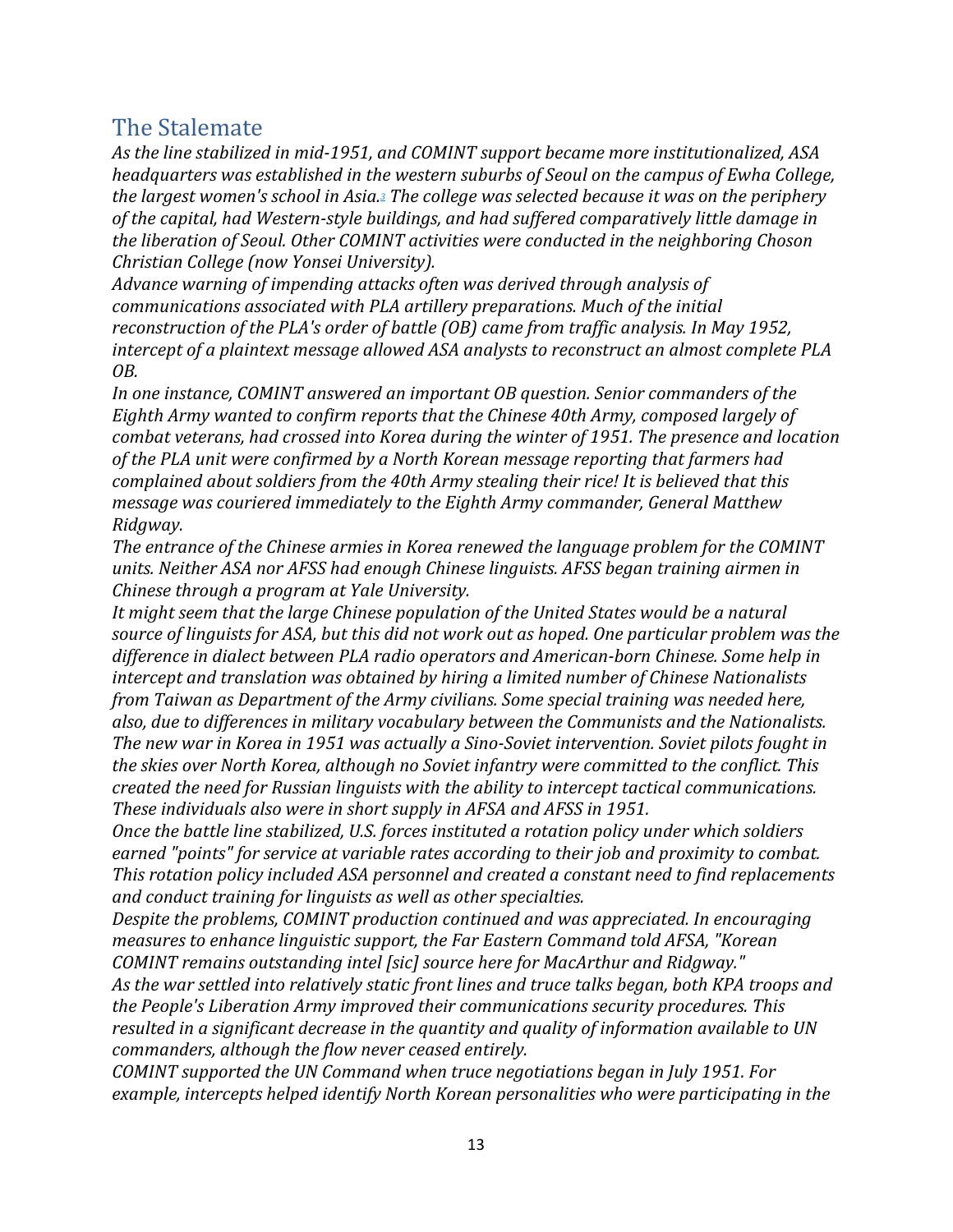## The Stalemate

*As the line stabilized in mid-1951, and COMINT support became more institutionalized, ASA headquarters was established in the western suburbs of Seoul on the campus of Ewha College, the largest women's school in Asia.[3] The college was selected because it was on the periphery of the capital, had Western-style buildings, and had suffered comparatively little damage in the liberation of Seoul. Other COMINT activities were conducted in the neighboring Choson Christian College (now Yonsei University).*

*Advance warning of impending attacks often was derived through analysis of communications associated with PLA artillery preparations. Much of the initial reconstruction of the PLA's order of battle (OB) came from traffic analysis. In May 1952, intercept of a plaintext message allowed ASA analysts to reconstruct an almost complete PLA OB.*

*In one instance, COMINT answered an important OB question. Senior commanders of the Eighth Army wanted to confirm reports that the Chinese 40th Army, composed largely of combat veterans, had crossed into Korea during the winter of 1951. The presence and location of the PLA unit were confirmed by a North Korean message reporting that farmers had complained about soldiers from the 40th Army stealing their rice! It is believed that this message was couriered immediately to the Eighth Army commander, General Matthew Ridgway.*

*The entrance of the Chinese armies in Korea renewed the language problem for the COMINT units. Neither ASA nor AFSS had enough Chinese linguists. AFSS began training airmen in Chinese through a program at Yale University.*

*It might seem that the large Chinese population of the United States would be a natural source of linguists for ASA, but this did not work out as hoped. One particular problem was the difference in dialect between PLA radio operators and American-born Chinese. Some help in intercept and translation was obtained by hiring a limited number of Chinese Nationalists from Taiwan as Department of the Army civilians. Some special training was needed here, also, due to differences in military vocabulary between the Communists and the Nationalists.*

*The new war in Korea in 1951 was actually a Sino-Soviet intervention. Soviet pilots fought in the skies over North Korea, although no Soviet infantry were committed to the conflict. This created the need for Russian linguists with the ability to intercept tactical communications. These individuals also were in short supply in AFSA and AFSS in 1951.*

*Once the battle line stabilized, U.S. forces instituted a rotation policy under which soldiers earned "points" for service at variable rates according to their job and proximity to combat. This rotation policy included ASA personnel and created a constant need to find replacements and conduct training for linguists as well as other specialties.*

*Despite the problems, COMINT production continued and was appreciated. In encouraging measures to enhance linguistic support, the Far Eastern Command told AFSA, "Korean COMINT remains outstanding intel [sic] source here for MacArthur and Ridgway."*

*As the war settled into relatively static front lines and truce talks began, both KPA troops and the People's Liberation Army improved their communications security procedures. This resulted in a significant decrease in the quantity and quality of information available to UN commanders, although the flow never ceased entirely.*

*COMINT supported the UN Command when truce negotiations began in July 1951. For example, intercepts helped identify North Korean personalities who were participating in the*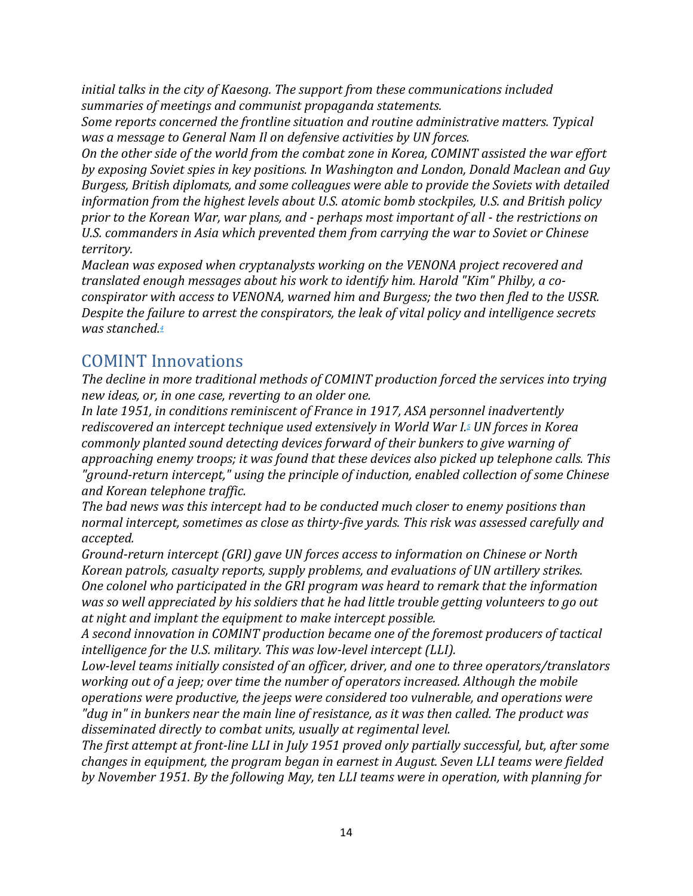*initial talks in the city of Kaesong. The support from these communications included summaries of meetings and communist propaganda statements.*

*Some reports concerned the frontline situation and routine administrative matters. Typical was a message to General Nam Il on defensive activities by UN forces.*

*On the other side of the world from the combat zone in Korea, COMINT assisted the war effort by exposing Soviet spies in key positions. In Washington and London, Donald Maclean and Guy Burgess, British diplomats, and some colleagues were able to provide the Soviets with detailed information from the highest levels about U.S. atomic bomb stockpiles, U.S. and British policy prior to the Korean War, war plans, and - perhaps most important of all - the restrictions on U.S. commanders in Asia which prevented them from carrying the war to Soviet or Chinese territory.*

*Maclean was exposed when cryptanalysts working on the VENONA project recovered and translated enough messages about his work to identify him. Harold "Kim" Philby, a co-conspirator with access to VENONA, warned him and Burgess; the two then fled to the USSR. Despite the failure to arrest the conspirators, the leak of vital policy and intelligence secrets was stanched.*[4]

## COMINT Innovations

*The decline in more traditional methods of COMINT production forced the services into trying new ideas, or, in one case, reverting to an older one.*

*In late 1951, in conditions reminiscent of France in 1917, ASA personnel inadvertently rediscovered an intercept technique used extensively in World War I.*[5] *UN forces in Korea commonly planted sound detecting devices forward of their bunkers to give warning of approaching enemy troops; it was found that these devices also picked up telephone calls. This "ground-return intercept," using the principle of induction, enabled collection of some Chinese and Korean telephone traffic.*

*The bad news was this intercept had to be conducted much closer to enemy positions than normal intercept, sometimes as close as thirty-five yards. This risk was assessed carefully and accepted.*

*Ground-return intercept (GRI) gave UN forces access to information on Chinese or North Korean patrols, casualty reports, supply problems, and evaluations of UN artillery strikes. One colonel who participated in the GRI program was heard to remark that the information was so well appreciated by his soldiers that he had little trouble getting volunteers to go out at night and implant the equipment to make intercept possible.*

*A second innovation in COMINT production became one of the foremost producers of tactical intelligence for the U.S. military. This was low-level intercept (LLI).*

*Low-level teams initially consisted of an officer, driver, and one to three operators/translators working out of a jeep; over time the number of operators increased. Although the mobile operations were productive, the jeeps were considered too vulnerable, and operations were "dug in" in bunkers near the main line of resistance, as it was then called. The product was disseminated directly to combat units, usually at regimental level.*

*The first attempt at front-line LLI in July 1951 proved only partially successful, but, after some changes in equipment, the program began in earnest in August. Seven LLI teams were fielded by November 1951. By the following May, ten LLI teams were in operation, with planning for*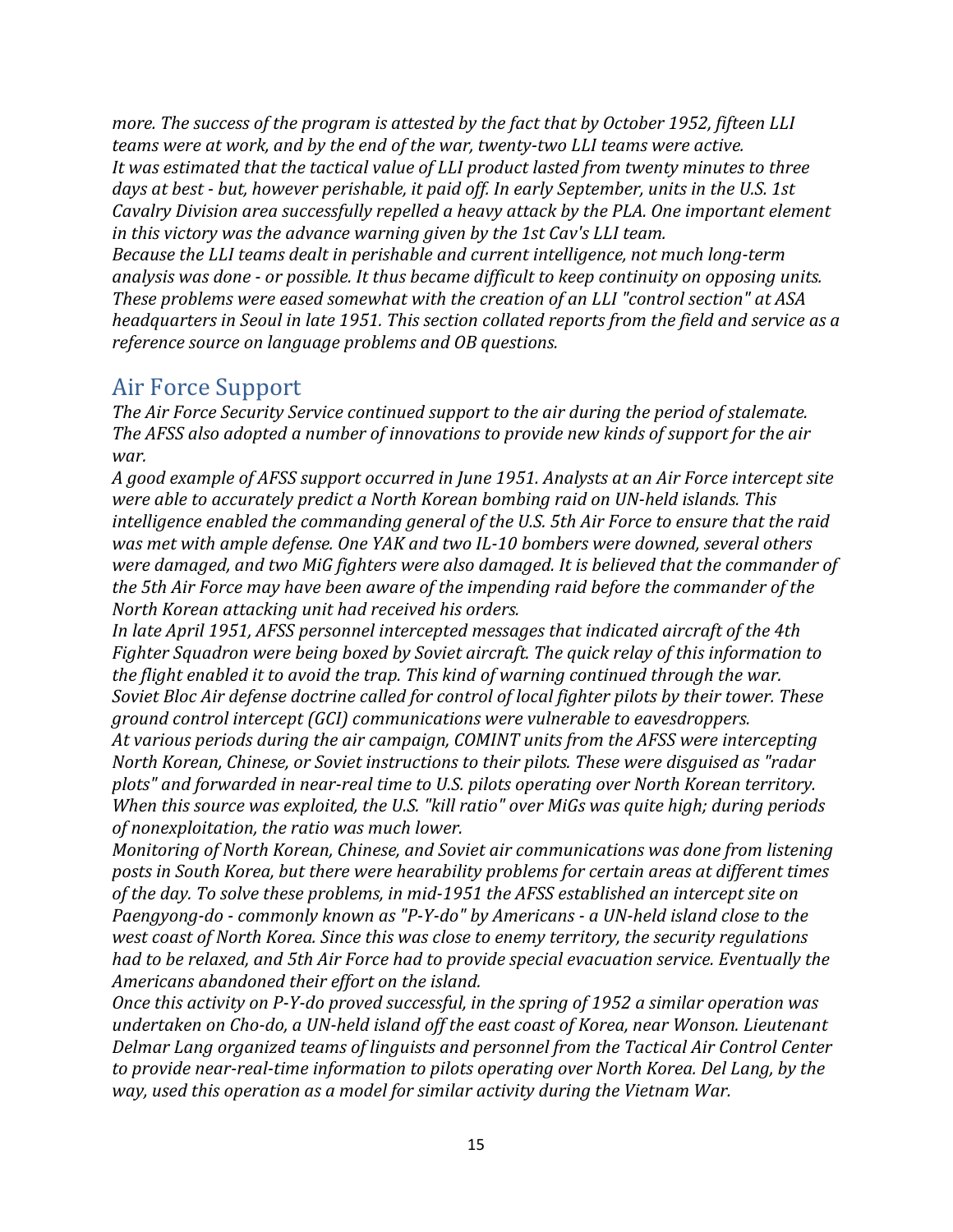*more. The success of the program is attested by the fact that by October 1952, fifteen LLI teams were at work, and by the end of the war, twenty-two LLI teams were active.*

*It was estimated that the tactical value of LLI product lasted from twenty minutes to three days at best - but, however perishable, it paid off. In early September, units in the U.S. 1st Cavalry Division area successfully repelled a heavy attack by the PLA. One important element in this victory was the advance warning given by the 1st Cav's LLI team.*

*Because the LLI teams dealt in perishable and current intelligence, not much long-term analysis was done - or possible. It thus became difficult to keep continuity on opposing units. These problems were eased somewhat with the creation of an LLI "control section" at ASA headquarters in Seoul in late 1951. This section collated reports from the field and service as a reference source on language problems and OB questions.*

## Air Force Support

*The Air Force Security Service continued support to the air during the period of stalemate. The AFSS also adopted a number of innovations to provide new kinds of support for the air war.*

*A good example of AFSS support occurred in June 1951. Analysts at an Air Force intercept site were able to accurately predict a North Korean bombing raid on UN-held islands. This intelligence enabled the commanding general of the U.S. 5th Air Force to ensure that the raid was met with ample defense. One YAK and two IL-10 bombers were downed, several others were damaged, and two MiG fighters were also damaged. It is believed that the commander of the 5th Air Force may have been aware of the impending raid before the commander of the North Korean attacking unit had received his orders.*

*In late April 1951, AFSS personnel intercepted messages that indicated aircraft of the 4th Fighter Squadron were being boxed by Soviet aircraft. The quick relay of this information to the flight enabled it to avoid the trap. This kind of warning continued through the war.*

*Soviet Bloc Air defense doctrine called for control of local fighter pilots by their tower. These ground control intercept (GCI) communications were vulnerable to eavesdroppers.*

*At various periods during the air campaign, COMINT units from the AFSS were intercepting North Korean, Chinese, or Soviet instructions to their pilots. These were disguised as "radar plots" and forwarded in near-real time to U.S. pilots operating over North Korean territory. When this source was exploited, the U.S. "kill ratio" over MiGs was quite high; during periods of nonexploitation, the ratio was much lower.*

*Monitoring of North Korean, Chinese, and Soviet air communications was done from listening posts in South Korea, but there were hearability problems for certain areas at different times of the day. To solve these problems, in mid-1951 the AFSS established an intercept site on Paengyong-do - commonly known as "P-Y-do" by Americans - a UN-held island close to the west coast of North Korea. Since this was close to enemy territory, the security regulations had to be relaxed, and 5th Air Force had to provide special evacuation service. Eventually the Americans abandoned their effort on the island.*

*Once this activity on P-Y-do proved successful, in the spring of 1952 a similar operation was undertaken on Cho-do, a UN-held island off the east coast of Korea, near Wonson. Lieutenant Delmar Lang organized teams of linguists and personnel from the Tactical Air Control Center to provide near-real-time information to pilots operating over North Korea. Del Lang, by the way, used this operation as a model for similar activity during the Vietnam War.*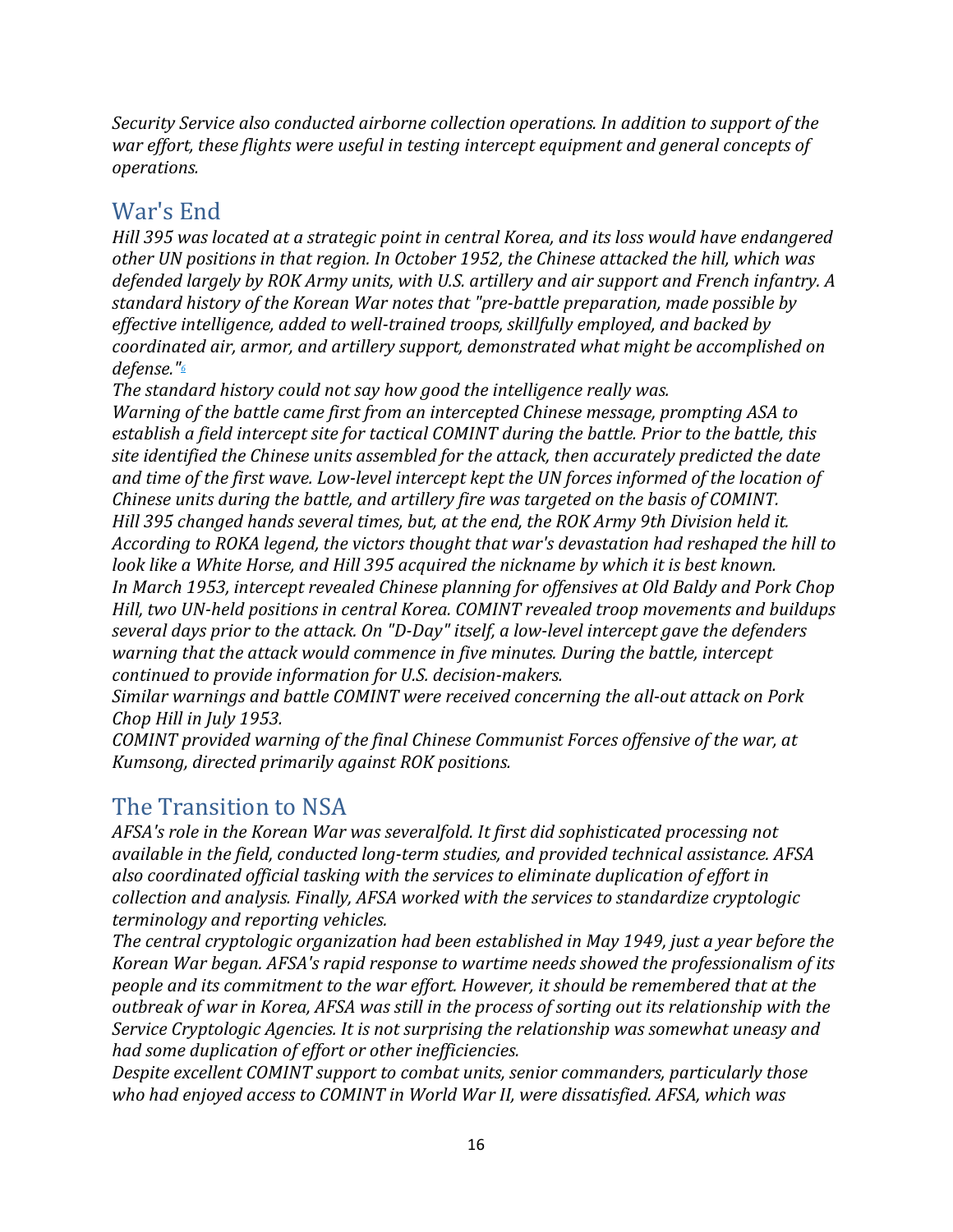*Security Service also conducted airborne collection operations. In addition to support of the war effort, these flights were useful in testing intercept equipment and general concepts of operations.*

## War's End

*Hill 395 was located at a strategic point in central Korea, and its loss would have endangered other UN positions in that region. In October 1952, the Chinese attacked the hill, which was defended largely by ROK Army units, with U.S. artillery and air support and French infantry. A standard history of the Korean War notes that "pre-battle preparation, made possible by effective intelligence, added to well-trained troops, skillfully employed, and backed by coordinated air, armor, and artillery support, demonstrated what might be accomplished on defense."[6]*

*The standard history could not say how good the intelligence really was.*

*Warning of the battle came first from an intercepted Chinese message, prompting ASA to establish a field intercept site for tactical COMINT during the battle. Prior to the battle, this site identified the Chinese units assembled for the attack, then accurately predicted the date and time of the first wave. Low-level intercept kept the UN forces informed of the location of Chinese units during the battle, and artillery fire was targeted on the basis of COMINT.*

*Hill 395 changed hands several times, but, at the end, the ROK Army 9th Division held it. According to ROKA legend, the victors thought that war's devastation had reshaped the hill to look like a White Horse, and Hill 395 acquired the nickname by which it is best known.*

*In March 1953, intercept revealed Chinese planning for offensives at Old Baldy and Pork Chop Hill, two UN-held positions in central Korea. COMINT revealed troop movements and buildups several days prior to the attack. On "D-Day" itself, a low-level intercept gave the defenders warning that the attack would commence in five minutes. During the battle, intercept continued to provide information for U.S. decision-makers.*

*Similar warnings and battle COMINT were received concerning the all-out attack on Pork Chop Hill in July 1953.*

*COMINT provided warning of the final Chinese Communist Forces offensive of the war, at Kumsong, directed primarily against ROK positions.*

## The Transition to NSA

*AFSA's role in the Korean War was severalfold. It first did sophisticated processing not available in the field, conducted long-term studies, and provided technical assistance. AFSA also coordinated official tasking with the services to eliminate duplication of effort in collection and analysis. Finally, AFSA worked with the services to standardize cryptologic terminology and reporting vehicles.*

*The central cryptologic organization had been established in May 1949, just a year before the Korean War began. AFSA's rapid response to wartime needs showed the professionalism of its people and its commitment to the war effort. However, it should be remembered that at the outbreak of war in Korea, AFSA was still in the process of sorting out its relationship with the Service Cryptologic Agencies. It is not surprising the relationship was somewhat uneasy and had some duplication of effort or other inefficiencies.*

*Despite excellent COMINT support to combat units, senior commanders, particularly those who had enjoyed access to COMINT in World War II, were dissatisfied. AFSA, which was*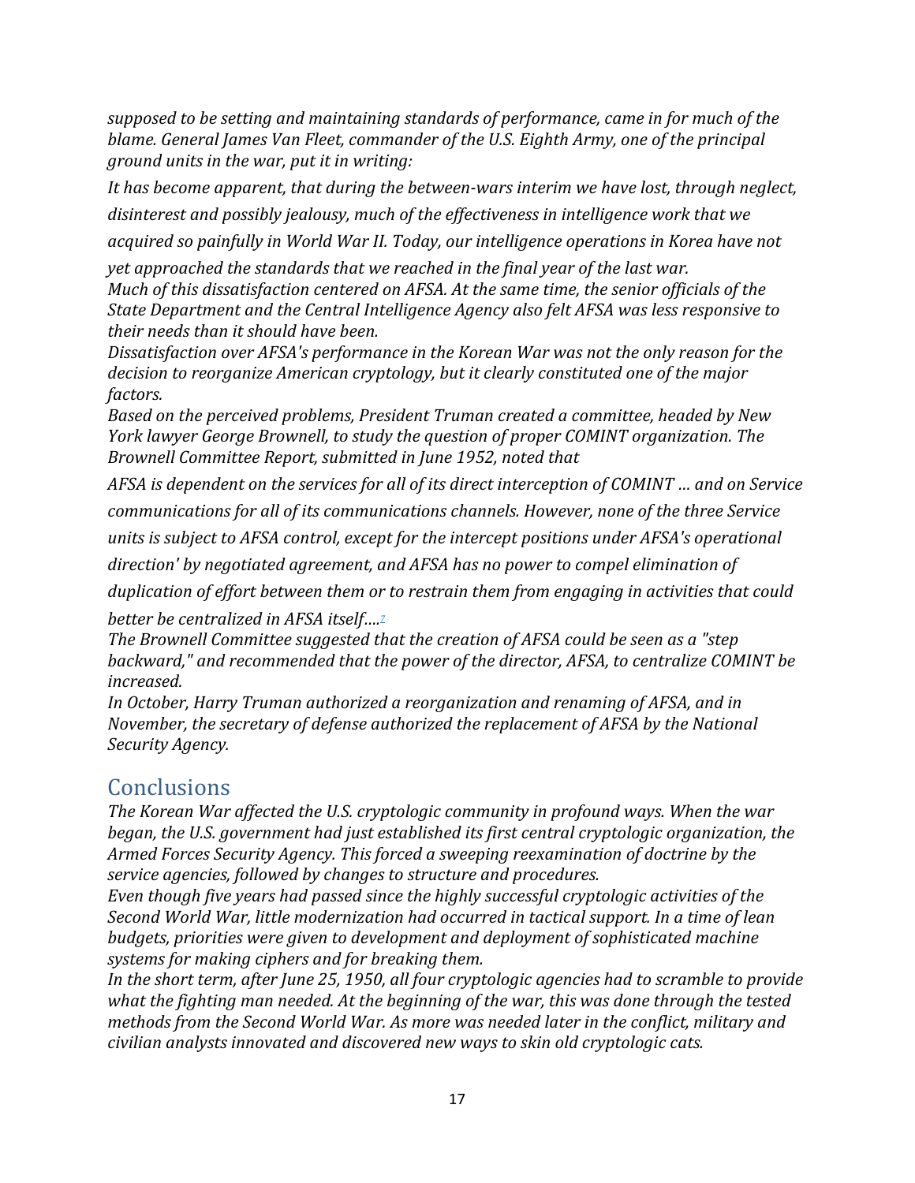*supposed to be setting and maintaining standards of performance, came in for much of the blame. General James Van Fleet, commander of the U.S. Eighth Army, one of the principal ground units in the war, put it in writing:*

*It has become apparent, that during the between-wars interim we have lost, through neglect, disinterest and possibly jealousy, much of the effectiveness in intelligence work that we acquired so painfully in World War II. Today, our intelligence operations in Korea have not yet approached the standards that we reached in the final year of the last war.*

*Much of this dissatisfaction centered on AFSA. At the same time, the senior officials of the State Department and the Central Intelligence Agency also felt AFSA was less responsive to their needs than it should have been.*

*Dissatisfaction over AFSA's performance in the Korean War was not the only reason for the decision to reorganize American cryptology, but it clearly constituted one of the major factors.*

*Based on the perceived problems, President Truman created a committee, headed by New York lawyer George Brownell, to study the question of proper COMINT organization. The Brownell Committee Report, submitted in June 1952, noted that*

*AFSA is dependent on the services for all of its direct interception of COMINT ... and on Service communications for all of its communications channels. However, none of the three Service units is subject to AFSA control, except for the intercept positions under AFSA's operational direction' by negotiated agreement, and AFSA has no power to compel elimination of duplication of effort between them or to restrain them from engaging in activities that could better be centralized in AFSA itself....*[7]

*The Brownell Committee suggested that the creation of AFSA could be seen as a "step backward," and recommended that the power of the director, AFSA, to centralize COMINT be increased.*

*In October, Harry Truman authorized a reorganization and renaming of AFSA, and in November, the secretary of defense authorized the replacement of AFSA by the National Security Agency.*

## Conclusions

*The Korean War affected the U.S. cryptologic community in profound ways. When the war began, the U.S. government had just established its first central cryptologic organization, the Armed Forces Security Agency. This forced a sweeping reexamination of doctrine by the service agencies, followed by changes to structure and procedures.*

*Even though five years had passed since the highly successful cryptologic activities of the Second World War, little modernization had occurred in tactical support. In a time of lean budgets, priorities were given to development and deployment of sophisticated machine systems for making ciphers and for breaking them.*

*In the short term, after June 25, 1950, all four cryptologic agencies had to scramble to provide what the fighting man needed. At the beginning of the war, this was done through the tested methods from the Second World War. As more was needed later in the conflict, military and civilian analysts innovated and discovered new ways to skin old cryptologic cats.*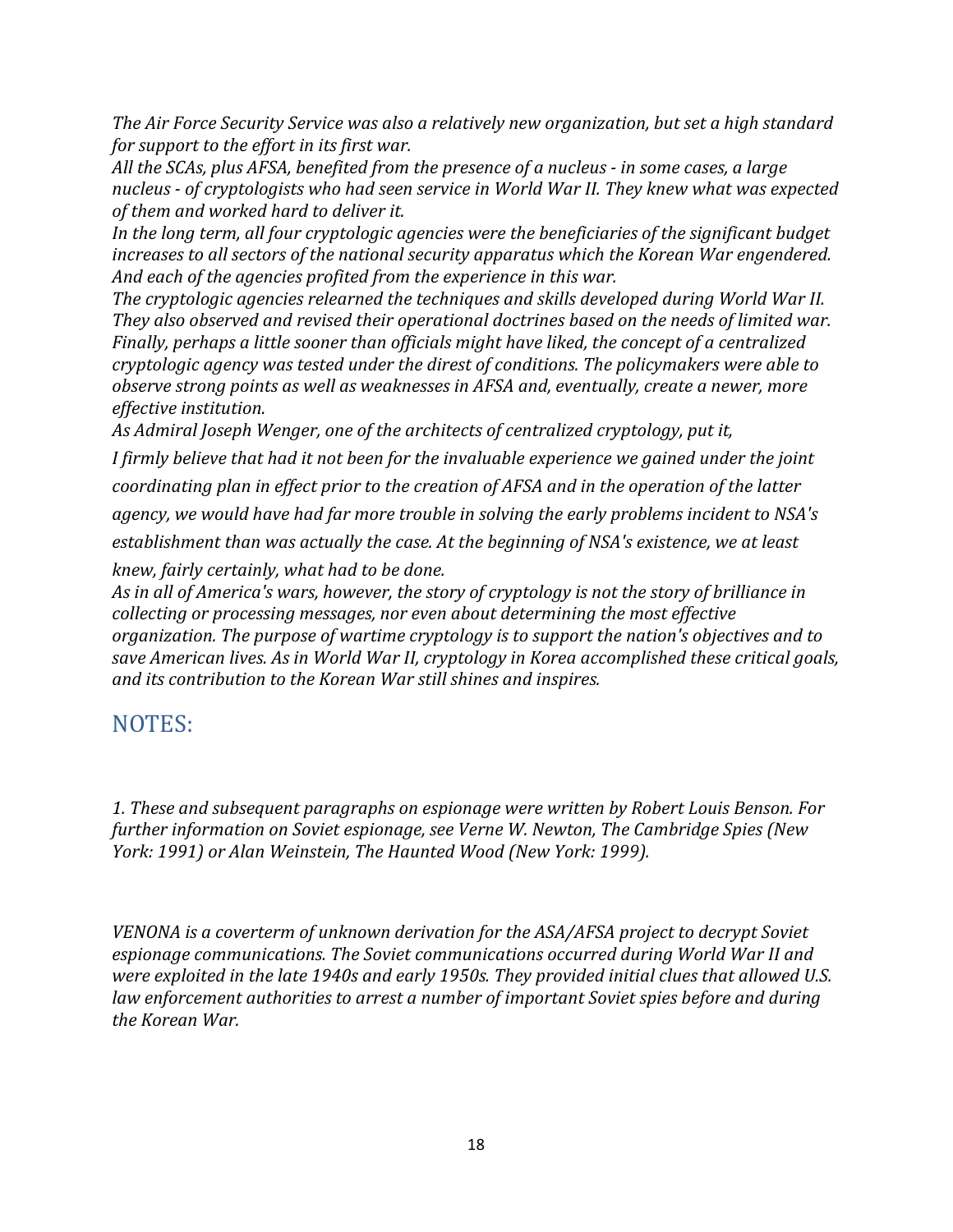*The Air Force Security Service was also a relatively new organization, but set a high standard for support to the effort in its first war.*

*All the SCAs, plus AFSA, benefited from the presence of a nucleus - in some cases, a large nucleus - of cryptologists who had seen service in World War II. They knew what was expected of them and worked hard to deliver it.*

*In the long term, all four cryptologic agencies were the beneficiaries of the significant budget increases to all sectors of the national security apparatus which the Korean War engendered. And each of the agencies profited from the experience in this war.*

*The cryptologic agencies relearned the techniques and skills developed during World War II. They also observed and revised their operational doctrines based on the needs of limited war. Finally, perhaps a little sooner than officials might have liked, the concept of a centralized cryptologic agency was tested under the direst of conditions. The policymakers were able to observe strong points as well as weaknesses in AFSA and, eventually, create a newer, more effective institution.*

*As Admiral Joseph Wenger, one of the architects of centralized cryptology, put it,*

*I firmly believe that had it not been for the invaluable experience we gained under the joint coordinating plan in effect prior to the creation of AFSA and in the operation of the latter agency, we would have had far more trouble in solving the early problems incident to NSA's establishment than was actually the case. At the beginning of NSA's existence, we at least knew, fairly certainly, what had to be done.*

*As in all of America's wars, however, the story of cryptology is not the story of brilliance in collecting or processing messages, nor even about determining the most effective organization. The purpose of wartime cryptology is to support the nation's objectives and to save American lives. As in World War II, cryptology in Korea accomplished these critical goals, and its contribution to the Korean War still shines and inspires.*

## NOTES:

*1. These and subsequent paragraphs on espionage were written by Robert Louis Benson. For further information on Soviet espionage, see Verne W. Newton, The Cambridge Spies (New York: 1991) or Alan Weinstein, The Haunted Wood (New York: 1999).*

*VENONA is a coverterm of unknown derivation for the ASA/AFSA project to decrypt Soviet espionage communications. The Soviet communications occurred during World War II and were exploited in the late 1940s and early 1950s. They provided initial clues that allowed U.S. law enforcement authorities to arrest a number of important Soviet spies before and during the Korean War.*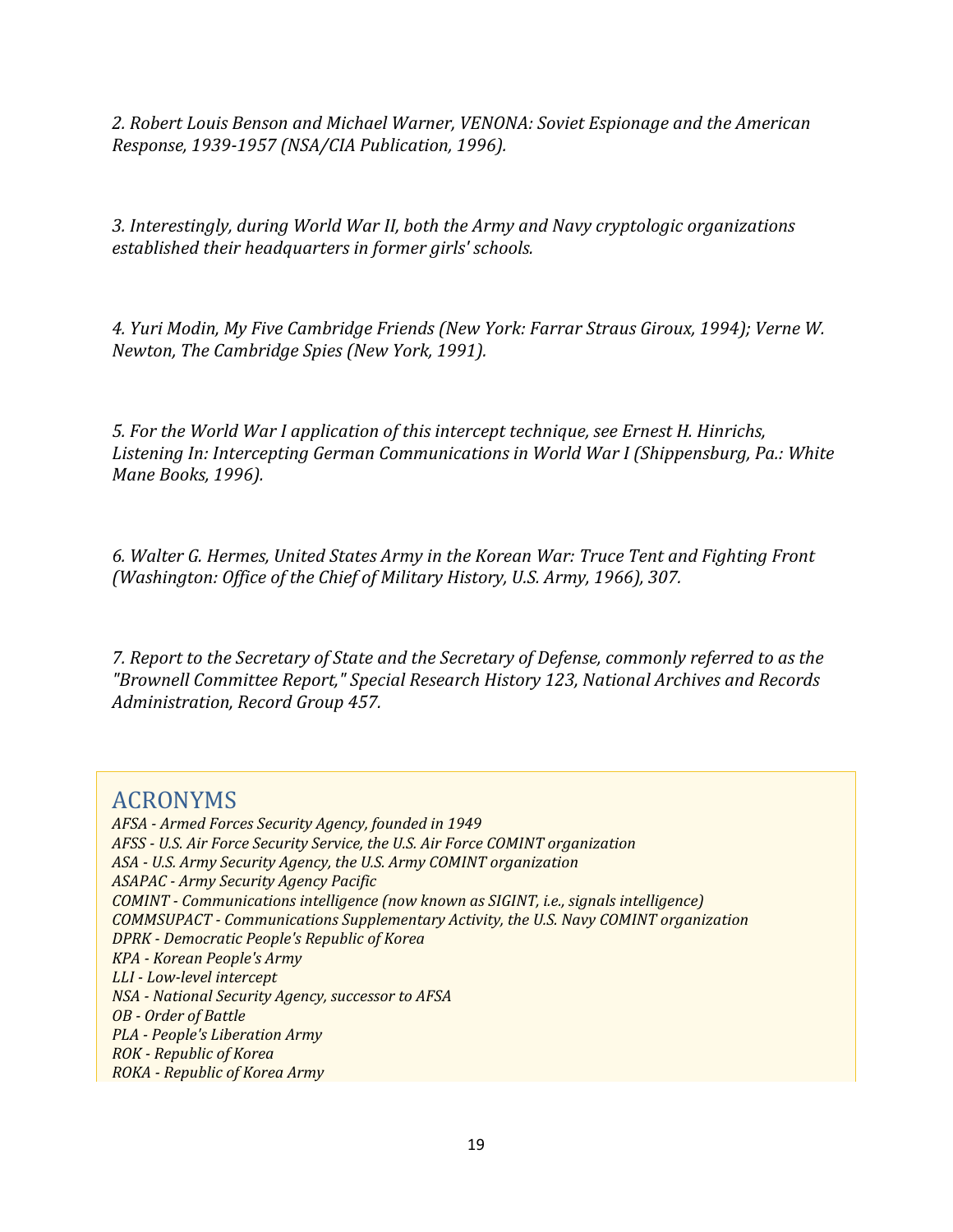*2. Robert Louis Benson and Michael Warner, VENONA: Soviet Espionage and the American Response, 1939-1957 (NSA/CIA Publication, 1996).*

*3. Interestingly, during World War II, both the Army and Navy cryptologic organizations established their headquarters in former girls' schools.*

*4. Yuri Modin, My Five Cambridge Friends (New York: Farrar Straus Giroux, 1994); Verne W. Newton, The Cambridge Spies (New York, 1991).*

*5. For the World War I application of this intercept technique, see Ernest H. Hinrichs, Listening In: Intercepting German Communications in World War I (Shippensburg, Pa.: White Mane Books, 1996).*

*6. Walter G. Hermes, United States Army in the Korean War: Truce Tent and Fighting Front (Washington: Office of the Chief of Military History, U.S. Army, 1966), 307.*

*7. Report to the Secretary of State and the Secretary of Defense, commonly referred to as the "Brownell Committee Report," Special Research History 123, National Archives and Records Administration, Record Group 457.*

## ACRONYMS

*AFSA - Armed Forces Security Agency, founded in 1949*
*AFSS - U.S. Air Force Security Service, the U.S. Air Force COMINT organization*
*ASA - U.S. Army Security Agency, the U.S. Army COMINT organization*
*ASAPAC - Army Security Agency Pacific*
*COMINT - Communications intelligence (now known as SIGINT, i.e., signals intelligence)*
*COMMSUPACT - Communications Supplementary Activity, the U.S. Navy COMINT organization*
*DPRK - Democratic People's Republic of Korea*
*KPA - Korean People's Army*
*LLI - Low-level intercept*
*NSA - National Security Agency, successor to AFSA*
*OB - Order of Battle*
*PLA - People's Liberation Army*
*ROK - Republic of Korea*
*ROKA - Republic of Korea Army*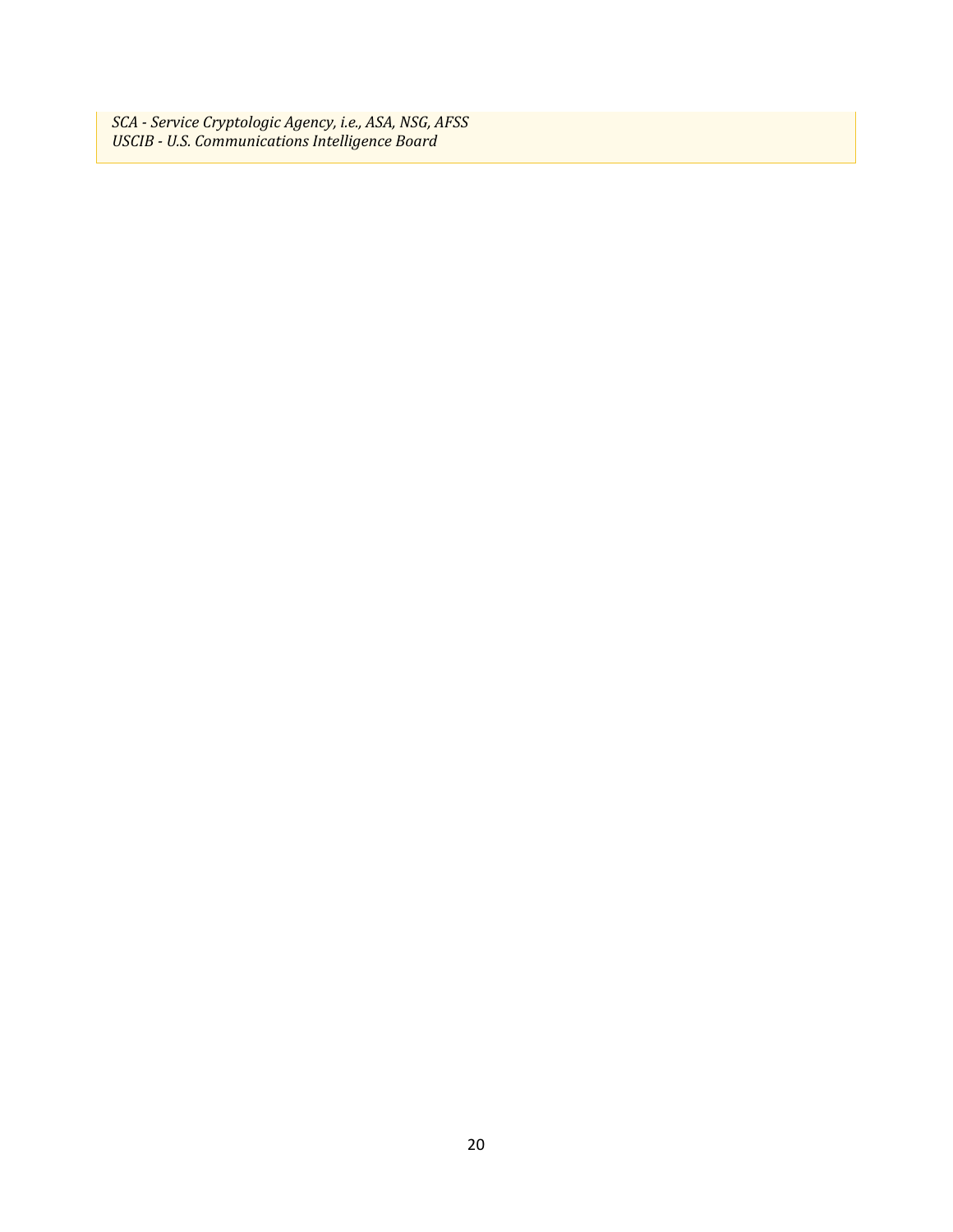*SCA - Service Cryptologic Agency, i.e., ASA, NSG, AFSS*
*USCIB - U.S. Communications Intelligence Board*